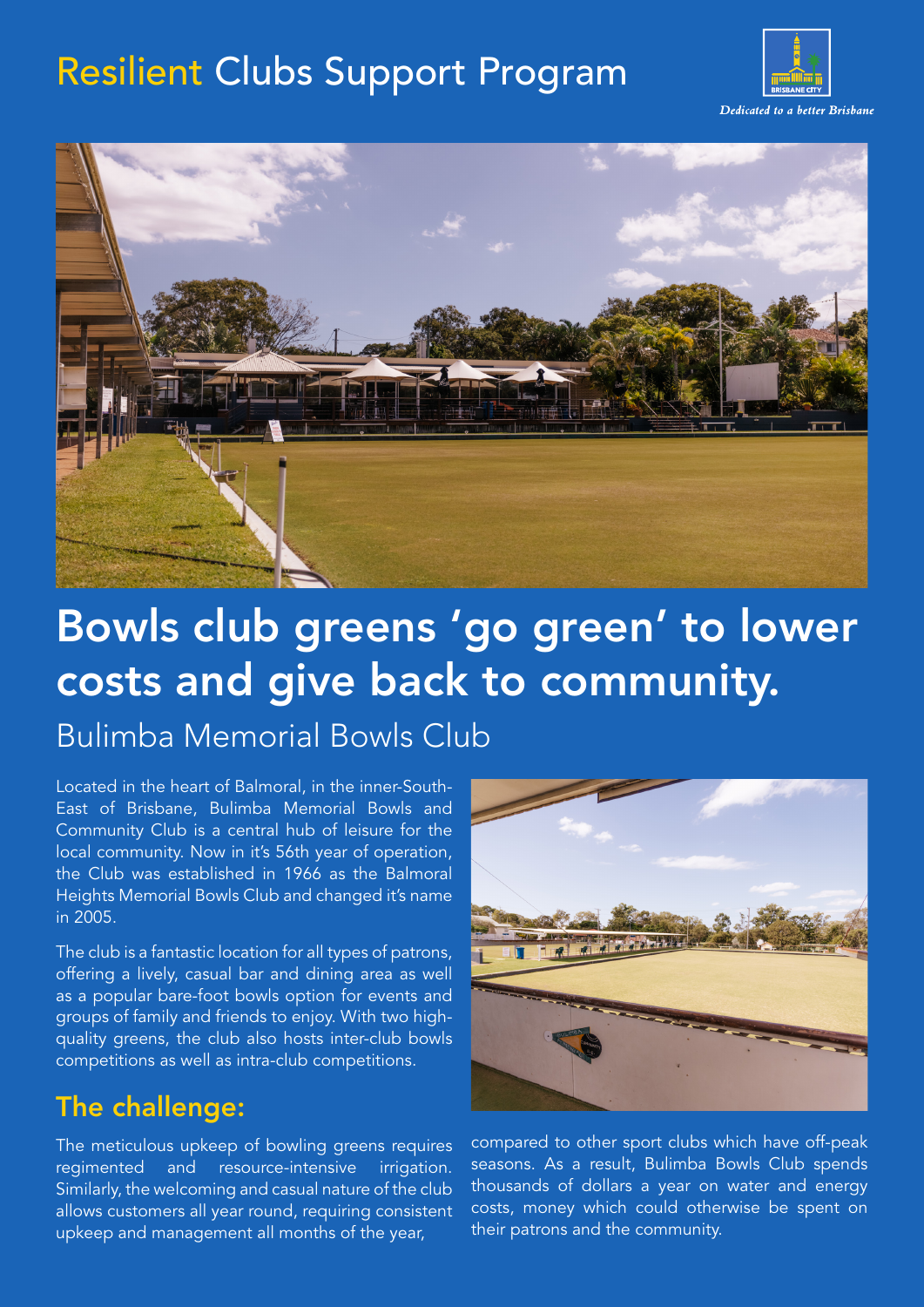# Resilient Clubs Support Program

Dedicated to a better Brisbane

# Bowls club greens 'go green' to lower costs and give back to community.

## Bulimba Memorial Bowls Club

Located in the heart of Balmoral, in the inner-South-East of Brisbane, Bulimba Memorial Bowls and Community Club is a central hub of leisure for the local community. Now in it's 56th year of operation, the Club was established in 1966 as the Balmoral Heights Memorial Bowls Club and changed it's name in 2005.

The club is a fantastic location for all types of patrons, offering a lively, casual bar and dining area as well as a popular bare-foot bowls option for events and groups of family and friends to enjoy. With two high-quality greens, the club also hosts inter-club bowls competitions as well as intra-club competitions.

### The challenge:

The meticulous upkeep of bowling greens requires regimented and resource-intensive irrigation. Similarly, the welcoming and casual nature of the club allows customers all year round, requiring consistent upkeep and management all months of the year, compared to other sport clubs which have off-peak seasons. As a result, Bulimba Bowls Club spends thousands of dollars a year on water and energy costs, money which could otherwise be spent on their patrons and the community.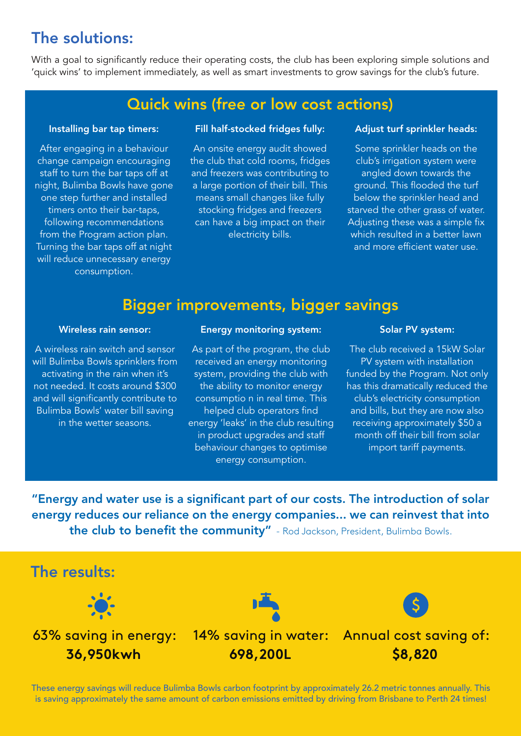## The solutions:

With a goal to significantly reduce their operating costs, the club has been exploring simple solutions and 'quick wins' to implement immediately, as well as smart investments to grow savings for the club's future.

### Quick wins (free or low cost actions)

#### Installing bar tap timers:

After engaging in a behaviour change campaign encouraging staff to turn the bar taps off at night, Bulimba Bowls have gone one step further and installed timers onto their bar-taps, following recommendations from the Program action plan. Turning the bar taps off at night will reduce unnecessary energy consumption.

#### Fill half-stocked fridges fully:

An onsite energy audit showed the club that cold rooms, fridges and freezers was contributing to a large portion of their bill. This means small changes like fully stocking fridges and freezers can have a big impact on their electricity bills.

#### Adjust turf sprinkler heads:

Some sprinkler heads on the club's irrigation system were angled down towards the ground. This flooded the turf below the sprinkler head and starved the other grass of water. Adjusting these was a simple fix which resulted in a better lawn and more efficient water use.

### Bigger improvements, bigger savings

#### Wireless rain sensor:

A wireless rain switch and sensor will Bulimba Bowls sprinklers from activating in the rain when it's not needed. It costs around $300 and will significantly contribute to Bulimba Bowls' water bill saving in the wetter seasons.

#### Energy monitoring system:

As part of the program, the club received an energy monitoring system, providing the club with the ability to monitor energy consumptio n in real time. This helped club operators find energy 'leaks' in the club resulting in product upgrades and staff behaviour changes to optimise energy consumption.

#### Solar PV system:

The club received a 15kW Solar PV system with installation funded by the Program. Not only has this dramatically reduced the club's electricity consumption and bills, but they are now also receiving approximately $50 a month off their bill from solar import tariff payments.

**"Energy and water use is a significant part of our costs. The introduction of solar energy reduces our reliance on the energy companies... we can reinvest that into the club to benefit the community"** - Rod Jackson, President, Bulimba Bowls.

## The results:

63% saving in energy: **36,950kwh**

14% saving in water: **698,200L**

Annual cost saving of: **$8,820**

These energy savings will reduce Bulimba Bowls carbon footprint by approximately 26.2 metric tonnes annually. This is saving approximately the same amount of carbon emissions emitted by driving from Brisbane to Perth 24 times!